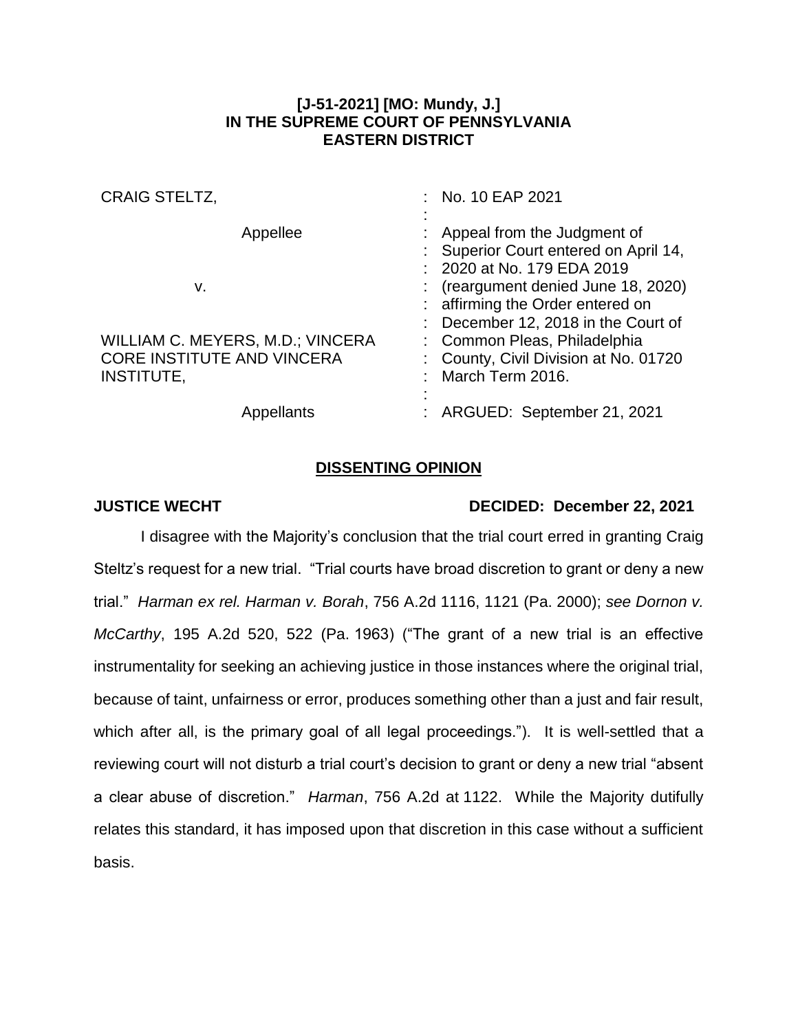**[J-51-2021] [MO: Mundy, J.]**
**IN THE SUPREME COURT OF PENNSYLVANIA**
**EASTERN DISTRICT**

| | |
|---|---|
| CRAIG STELTZ, | No. 10 EAP 2021 |
| Appellee | Appeal from the Judgment of Superior Court entered on April 14, 2020 at No. 179 EDA 2019 (reargument denied June 18, 2020) affirming the Order entered on December 12, 2018 in the Court of Common Pleas, Philadelphia County, Civil Division at No. 01720 March Term 2016. |
| v. | |
| WILLIAM C. MEYERS, M.D.; VINCERA CORE INSTITUTE AND VINCERA INSTITUTE, | |
| Appellants | ARGUED: September 21, 2021 |

## DISSENTING OPINION

**JUSTICE WECHT** **DECIDED: December 22, 2021**

I disagree with the Majority's conclusion that the trial court erred in granting Craig Steltz's request for a new trial. "Trial courts have broad discretion to grant or deny a new trial." *Harman ex rel. Harman v. Borah*, 756 A.2d 1116, 1121 (Pa. 2000); *see Dornon v. McCarthy*, 195 A.2d 520, 522 (Pa. 1963) ("The grant of a new trial is an effective instrumentality for seeking an achieving justice in those instances where the original trial, because of taint, unfairness or error, produces something other than a just and fair result, which after all, is the primary goal of all legal proceedings."). It is well-settled that a reviewing court will not disturb a trial court's decision to grant or deny a new trial "absent a clear abuse of discretion." *Harman*, 756 A.2d at 1122. While the Majority dutifully relates this standard, it has imposed upon that discretion in this case without a sufficient basis.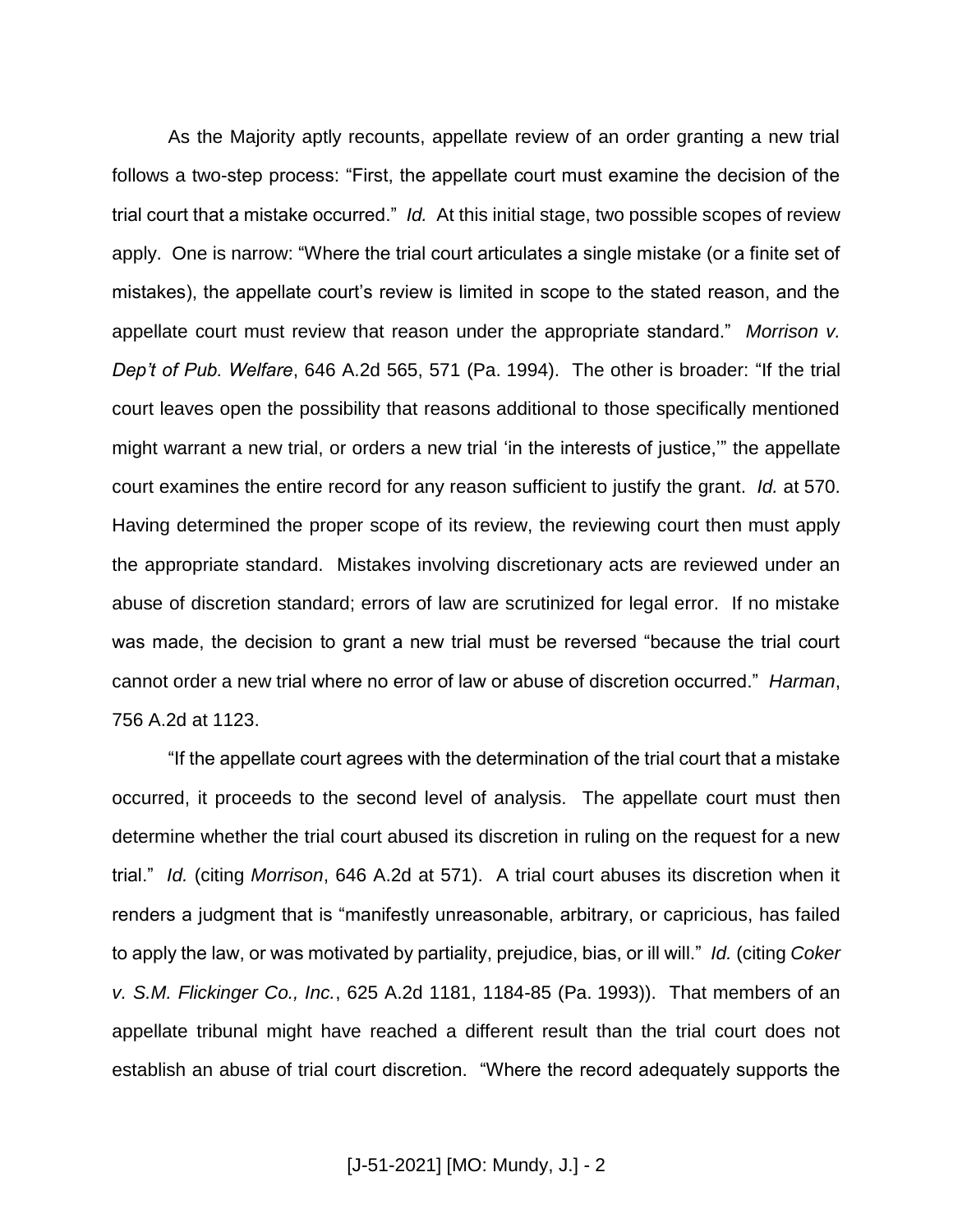As the Majority aptly recounts, appellate review of an order granting a new trial follows a two-step process: "First, the appellate court must examine the decision of the trial court that a mistake occurred." *Id.* At this initial stage, two possible scopes of review apply. One is narrow: "Where the trial court articulates a single mistake (or a finite set of mistakes), the appellate court's review is limited in scope to the stated reason, and the appellate court must review that reason under the appropriate standard." *Morrison v. Dep't of Pub. Welfare*, 646 A.2d 565, 571 (Pa. 1994). The other is broader: "If the trial court leaves open the possibility that reasons additional to those specifically mentioned might warrant a new trial, or orders a new trial 'in the interests of justice,'" the appellate court examines the entire record for any reason sufficient to justify the grant. *Id.* at 570. Having determined the proper scope of its review, the reviewing court then must apply the appropriate standard. Mistakes involving discretionary acts are reviewed under an abuse of discretion standard; errors of law are scrutinized for legal error. If no mistake was made, the decision to grant a new trial must be reversed "because the trial court cannot order a new trial where no error of law or abuse of discretion occurred." *Harman*, 756 A.2d at 1123.

"If the appellate court agrees with the determination of the trial court that a mistake occurred, it proceeds to the second level of analysis. The appellate court must then determine whether the trial court abused its discretion in ruling on the request for a new trial." *Id.* (citing *Morrison*, 646 A.2d at 571). A trial court abuses its discretion when it renders a judgment that is "manifestly unreasonable, arbitrary, or capricious, has failed to apply the law, or was motivated by partiality, prejudice, bias, or ill will." *Id.* (citing *Coker v. S.M. Flickinger Co., Inc.*, 625 A.2d 1181, 1184-85 (Pa. 1993)). That members of an appellate tribunal might have reached a different result than the trial court does not establish an abuse of trial court discretion. "Where the record adequately supports the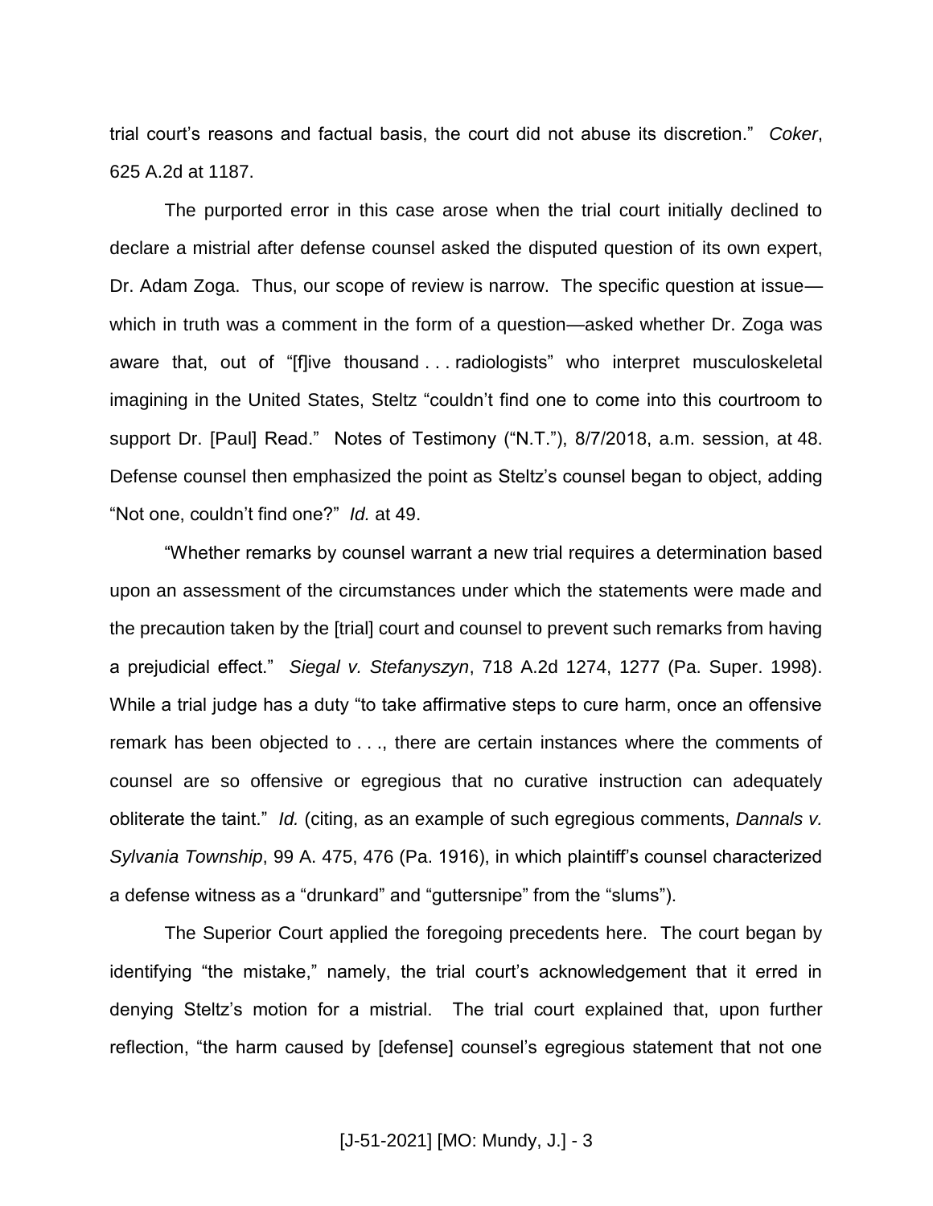trial court's reasons and factual basis, the court did not abuse its discretion." *Coker*, 625 A.2d at 1187.

The purported error in this case arose when the trial court initially declined to declare a mistrial after defense counsel asked the disputed question of its own expert, Dr. Adam Zoga. Thus, our scope of review is narrow. The specific question at issue—which in truth was a comment in the form of a question—asked whether Dr. Zoga was aware that, out of "[f]ive thousand . . . radiologists" who interpret musculoskeletal imagining in the United States, Steltz "couldn't find one to come into this courtroom to support Dr. [Paul] Read." Notes of Testimony ("N.T."), 8/7/2018, a.m. session, at 48. Defense counsel then emphasized the point as Steltz's counsel began to object, adding "Not one, couldn't find one?" *Id.* at 49.

"Whether remarks by counsel warrant a new trial requires a determination based upon an assessment of the circumstances under which the statements were made and the precaution taken by the [trial] court and counsel to prevent such remarks from having a prejudicial effect." *Siegal v. Stefanyszyn*, 718 A.2d 1274, 1277 (Pa. Super. 1998). While a trial judge has a duty "to take affirmative steps to cure harm, once an offensive remark has been objected to . . ., there are certain instances where the comments of counsel are so offensive or egregious that no curative instruction can adequately obliterate the taint." *Id.* (citing, as an example of such egregious comments, *Dannals v. Sylvania Township*, 99 A. 475, 476 (Pa. 1916), in which plaintiff's counsel characterized a defense witness as a "drunkard" and "guttersnipe" from the "slums").

The Superior Court applied the foregoing precedents here. The court began by identifying "the mistake," namely, the trial court's acknowledgement that it erred in denying Steltz's motion for a mistrial. The trial court explained that, upon further reflection, "the harm caused by [defense] counsel's egregious statement that not one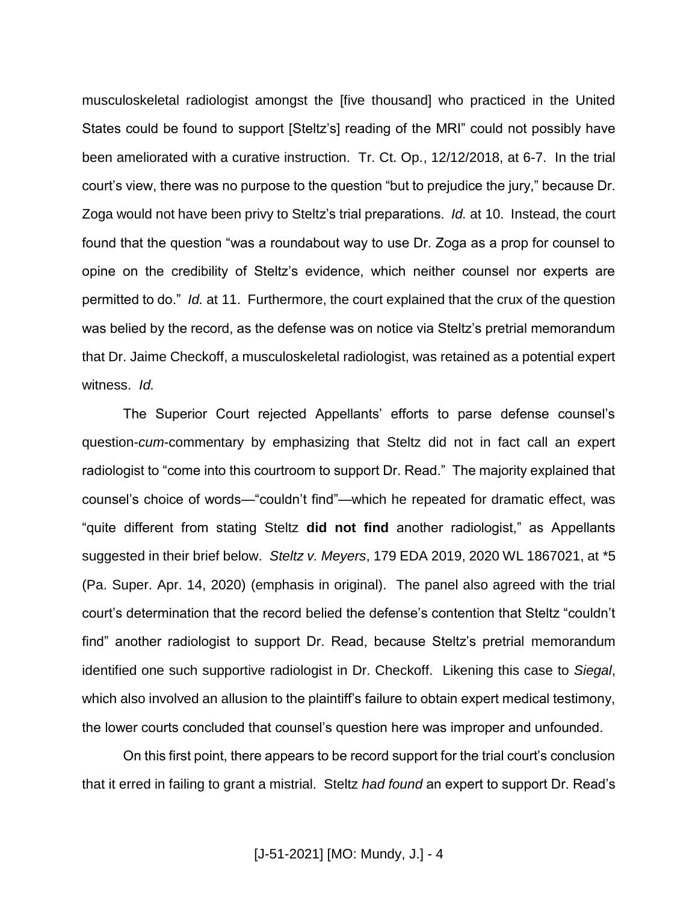musculoskeletal radiologist amongst the [five thousand] who practiced in the United States could be found to support [Steltz's] reading of the MRI" could not possibly have been ameliorated with a curative instruction. Tr. Ct. Op., 12/12/2018, at 6-7. In the trial court's view, there was no purpose to the question "but to prejudice the jury," because Dr. Zoga would not have been privy to Steltz's trial preparations. *Id.* at 10. Instead, the court found that the question "was a roundabout way to use Dr. Zoga as a prop for counsel to opine on the credibility of Steltz's evidence, which neither counsel nor experts are permitted to do." *Id.* at 11. Furthermore, the court explained that the crux of the question was belied by the record, as the defense was on notice via Steltz's pretrial memorandum that Dr. Jaime Checkoff, a musculoskeletal radiologist, was retained as a potential expert witness. *Id.*

The Superior Court rejected Appellants' efforts to parse defense counsel's question-*cum*-commentary by emphasizing that Steltz did not in fact call an expert radiologist to "come into this courtroom to support Dr. Read." The majority explained that counsel's choice of words—"couldn't find"—which he repeated for dramatic effect, was "quite different from stating Steltz **did not find** another radiologist," as Appellants suggested in their brief below. *Steltz v. Meyers*, 179 EDA 2019, 2020 WL 1867021, at *5 (Pa. Super. Apr. 14, 2020) (emphasis in original). The panel also agreed with the trial court's determination that the record belied the defense's contention that Steltz "couldn't find" another radiologist to support Dr. Read, because Steltz's pretrial memorandum identified one such supportive radiologist in Dr. Checkoff. Likening this case to *Siegal*, which also involved an allusion to the plaintiff's failure to obtain expert medical testimony, the lower courts concluded that counsel's question here was improper and unfounded.

On this first point, there appears to be record support for the trial court's conclusion that it erred in failing to grant a mistrial. Steltz *had found* an expert to support Dr. Read's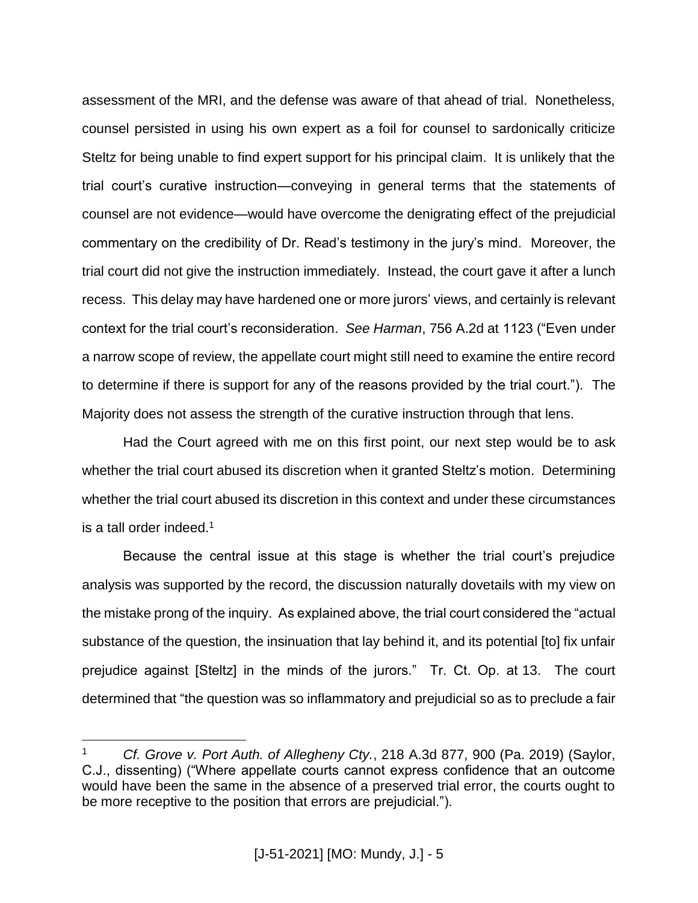assessment of the MRI, and the defense was aware of that ahead of trial. Nonetheless, counsel persisted in using his own expert as a foil for counsel to sardonically criticize Steltz for being unable to find expert support for his principal claim. It is unlikely that the trial court's curative instruction—conveying in general terms that the statements of counsel are not evidence—would have overcome the denigrating effect of the prejudicial commentary on the credibility of Dr. Read's testimony in the jury's mind. Moreover, the trial court did not give the instruction immediately. Instead, the court gave it after a lunch recess. This delay may have hardened one or more jurors' views, and certainly is relevant context for the trial court's reconsideration. *See Harman*, 756 A.2d at 1123 ("Even under a narrow scope of review, the appellate court might still need to examine the entire record to determine if there is support for any of the reasons provided by the trial court."). The Majority does not assess the strength of the curative instruction through that lens.

Had the Court agreed with me on this first point, our next step would be to ask whether the trial court abused its discretion when it granted Steltz's motion. Determining whether the trial court abused its discretion in this context and under these circumstances is a tall order indeed.[1]

Because the central issue at this stage is whether the trial court's prejudice analysis was supported by the record, the discussion naturally dovetails with my view on the mistake prong of the inquiry. As explained above, the trial court considered the "actual substance of the question, the insinuation that lay behind it, and its potential [to] fix unfair prejudice against [Steltz] in the minds of the jurors." Tr. Ct. Op. at 13. The court determined that "the question was so inflammatory and prejudicial so as to preclude a fair

[1] *Cf. Grove v. Port Auth. of Allegheny Cty.*, 218 A.3d 877, 900 (Pa. 2019) (Saylor, C.J., dissenting) ("Where appellate courts cannot express confidence that an outcome would have been the same in the absence of a preserved trial error, the courts ought to be more receptive to the position that errors are prejudicial.").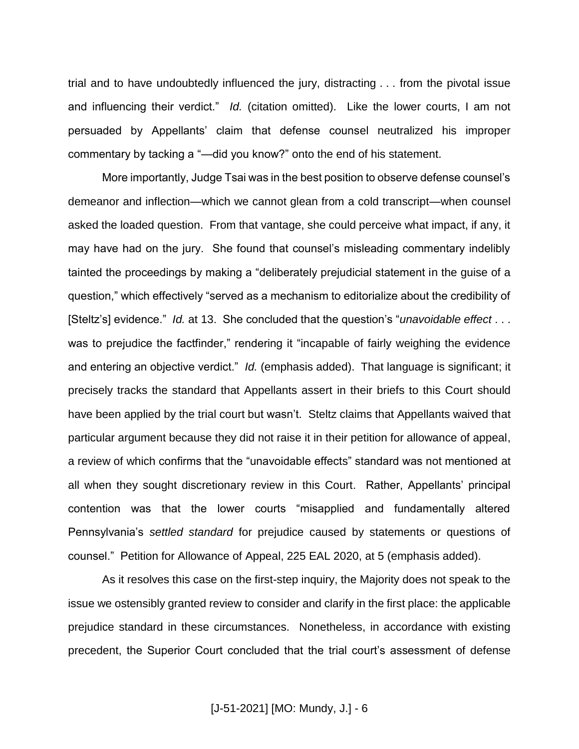trial and to have undoubtedly influenced the jury, distracting . . . from the pivotal issue and influencing their verdict." *Id.* (citation omitted). Like the lower courts, I am not persuaded by Appellants' claim that defense counsel neutralized his improper commentary by tacking a "—did you know?" onto the end of his statement.

More importantly, Judge Tsai was in the best position to observe defense counsel's demeanor and inflection—which we cannot glean from a cold transcript—when counsel asked the loaded question. From that vantage, she could perceive what impact, if any, it may have had on the jury. She found that counsel's misleading commentary indelibly tainted the proceedings by making a "deliberately prejudicial statement in the guise of a question," which effectively "served as a mechanism to editorialize about the credibility of [Steltz's] evidence." *Id.* at 13. She concluded that the question's "*unavoidable effect* . . . was to prejudice the factfinder," rendering it "incapable of fairly weighing the evidence and entering an objective verdict." *Id.* (emphasis added). That language is significant; it precisely tracks the standard that Appellants assert in their briefs to this Court should have been applied by the trial court but wasn't. Steltz claims that Appellants waived that particular argument because they did not raise it in their petition for allowance of appeal, a review of which confirms that the "unavoidable effects" standard was not mentioned at all when they sought discretionary review in this Court. Rather, Appellants' principal contention was that the lower courts "misapplied and fundamentally altered Pennsylvania's *settled standard* for prejudice caused by statements or questions of counsel." Petition for Allowance of Appeal, 225 EAL 2020, at 5 (emphasis added).

As it resolves this case on the first-step inquiry, the Majority does not speak to the issue we ostensibly granted review to consider and clarify in the first place: the applicable prejudice standard in these circumstances. Nonetheless, in accordance with existing precedent, the Superior Court concluded that the trial court's assessment of defense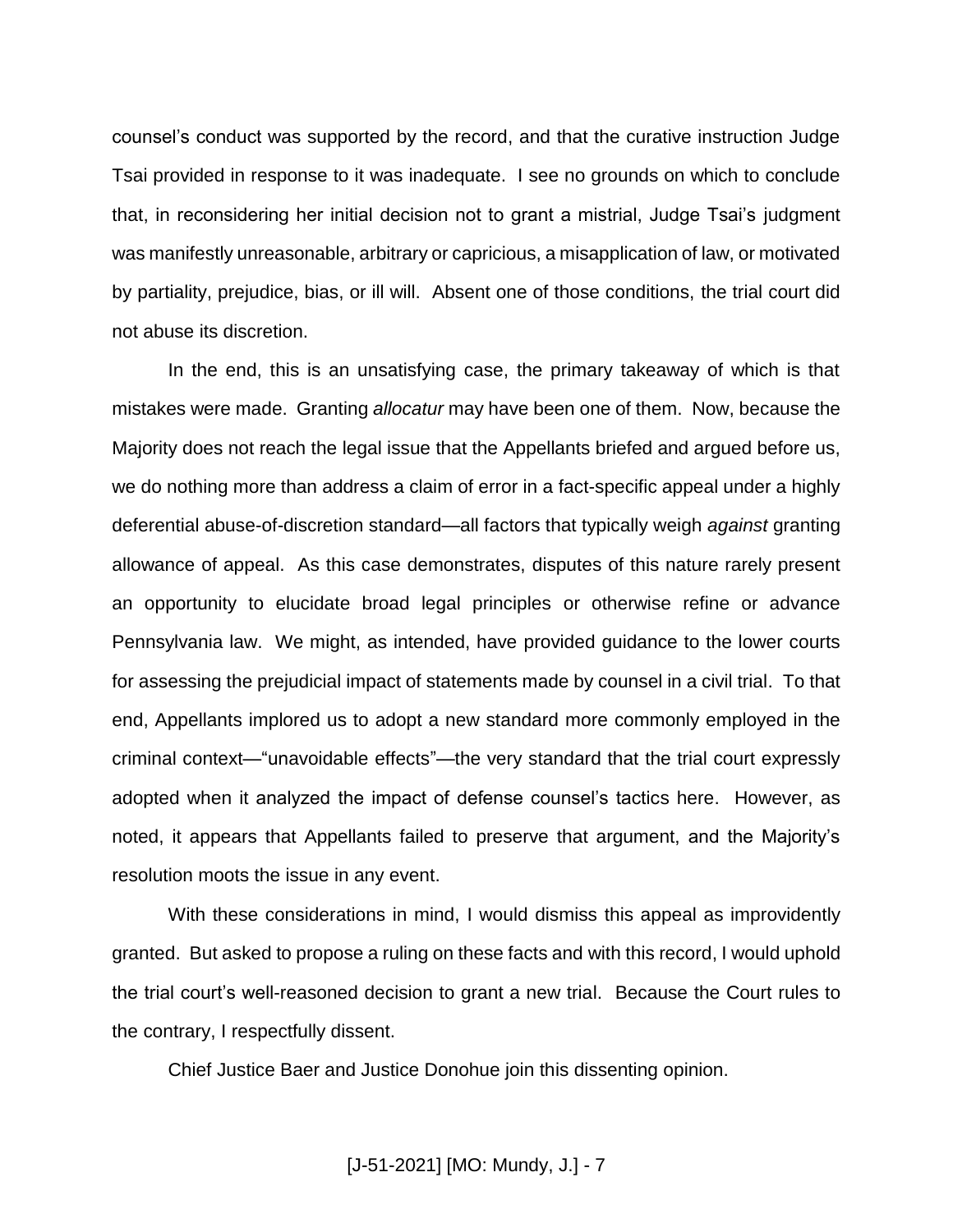counsel's conduct was supported by the record, and that the curative instruction Judge Tsai provided in response to it was inadequate. I see no grounds on which to conclude that, in reconsidering her initial decision not to grant a mistrial, Judge Tsai's judgment was manifestly unreasonable, arbitrary or capricious, a misapplication of law, or motivated by partiality, prejudice, bias, or ill will. Absent one of those conditions, the trial court did not abuse its discretion.

In the end, this is an unsatisfying case, the primary takeaway of which is that mistakes were made. Granting *allocatur* may have been one of them. Now, because the Majority does not reach the legal issue that the Appellants briefed and argued before us, we do nothing more than address a claim of error in a fact-specific appeal under a highly deferential abuse-of-discretion standard—all factors that typically weigh *against* granting allowance of appeal. As this case demonstrates, disputes of this nature rarely present an opportunity to elucidate broad legal principles or otherwise refine or advance Pennsylvania law. We might, as intended, have provided guidance to the lower courts for assessing the prejudicial impact of statements made by counsel in a civil trial. To that end, Appellants implored us to adopt a new standard more commonly employed in the criminal context—"unavoidable effects"—the very standard that the trial court expressly adopted when it analyzed the impact of defense counsel's tactics here. However, as noted, it appears that Appellants failed to preserve that argument, and the Majority's resolution moots the issue in any event.

With these considerations in mind, I would dismiss this appeal as improvidently granted. But asked to propose a ruling on these facts and with this record, I would uphold the trial court's well-reasoned decision to grant a new trial. Because the Court rules to the contrary, I respectfully dissent.

Chief Justice Baer and Justice Donohue join this dissenting opinion.